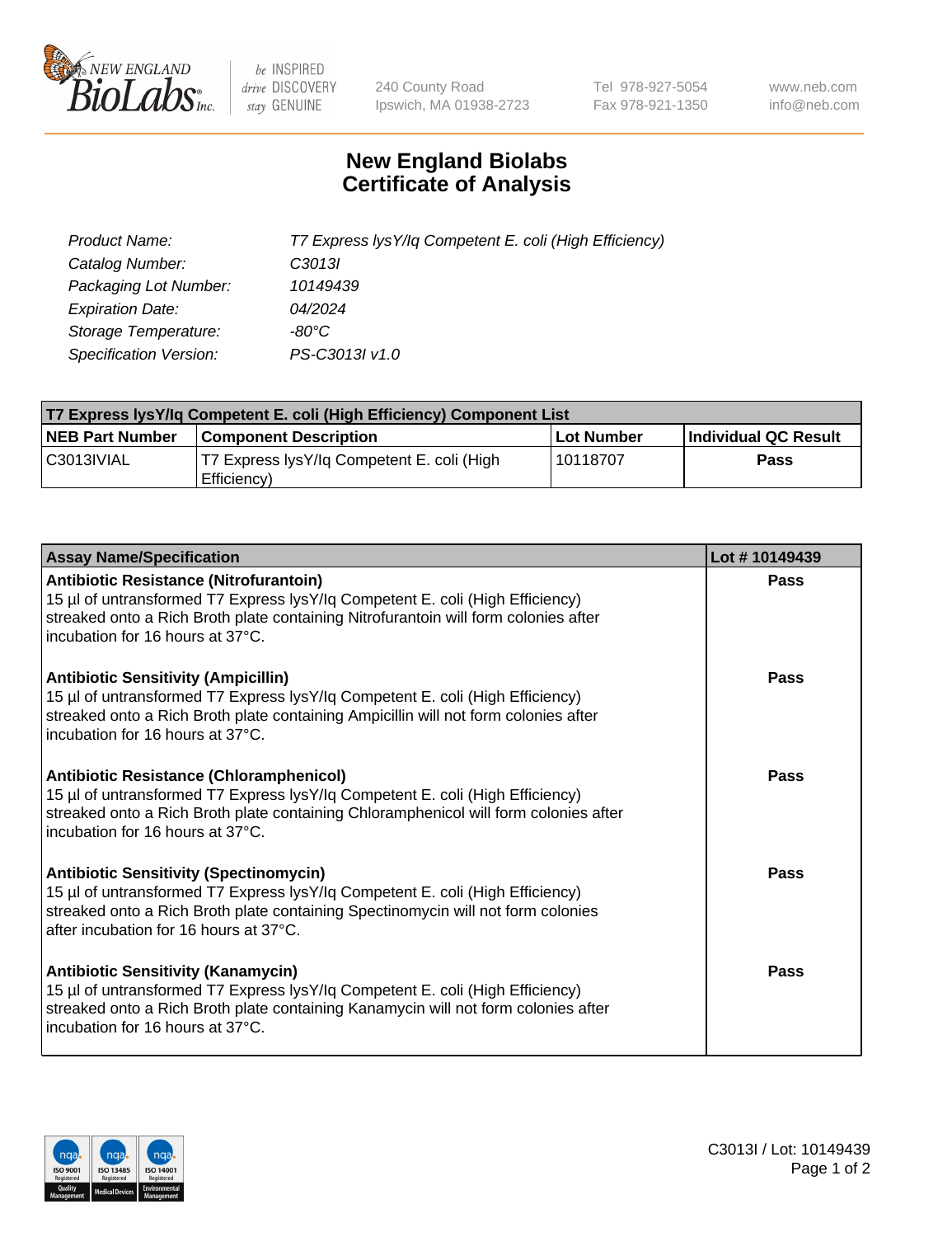# New England Biolabs
# Certificate of Analysis

| | |
|---|---|
| *Product Name:* | *T7 Express lysY/Iq Competent E. coli (High Efficiency)* |
| *Catalog Number:* | *C3013I* |
| *Packaging Lot Number:* | *10149439* |
| *Expiration Date:* | *04/2024* |
| *Storage Temperature:* | *-80°C* |
| *Specification Version:* | *PS-C3013I v1.0* |

| T7 Express lysY/Iq Competent E. coli (High Efficiency) Component List | | | |
|---|---|---|---|
| **NEB Part Number** | **Component Description** | **Lot Number** | **Individual QC Result** |
| C3013IVIAL | T7 Express lysY/Iq Competent E. coli (High Efficiency) | 10118707 | **Pass** |

| Assay Name/Specification | Lot # 10149439 |
|---|---|
| **Antibiotic Resistance (Nitrofurantoin)**<br>15 µl of untransformed T7 Express lysY/Iq Competent E. coli (High Efficiency) streaked onto a Rich Broth plate containing Nitrofurantoin will form colonies after incubation for 16 hours at 37°C. | **Pass** |
| **Antibiotic Sensitivity (Ampicillin)**<br>15 µl of untransformed T7 Express lysY/Iq Competent E. coli (High Efficiency) streaked onto a Rich Broth plate containing Ampicillin will not form colonies after incubation for 16 hours at 37°C. | **Pass** |
| **Antibiotic Resistance (Chloramphenicol)**<br>15 µl of untransformed T7 Express lysY/Iq Competent E. coli (High Efficiency) streaked onto a Rich Broth plate containing Chloramphenicol will form colonies after incubation for 16 hours at 37°C. | **Pass** |
| **Antibiotic Sensitivity (Spectinomycin)**<br>15 µl of untransformed T7 Express lysY/Iq Competent E. coli (High Efficiency) streaked onto a Rich Broth plate containing Spectinomycin will not form colonies after incubation for 16 hours at 37°C. | **Pass** |
| **Antibiotic Sensitivity (Kanamycin)**<br>15 µl of untransformed T7 Express lysY/Iq Competent E. coli (High Efficiency) streaked onto a Rich Broth plate containing Kanamycin will not form colonies after incubation for 16 hours at 37°C. | **Pass** |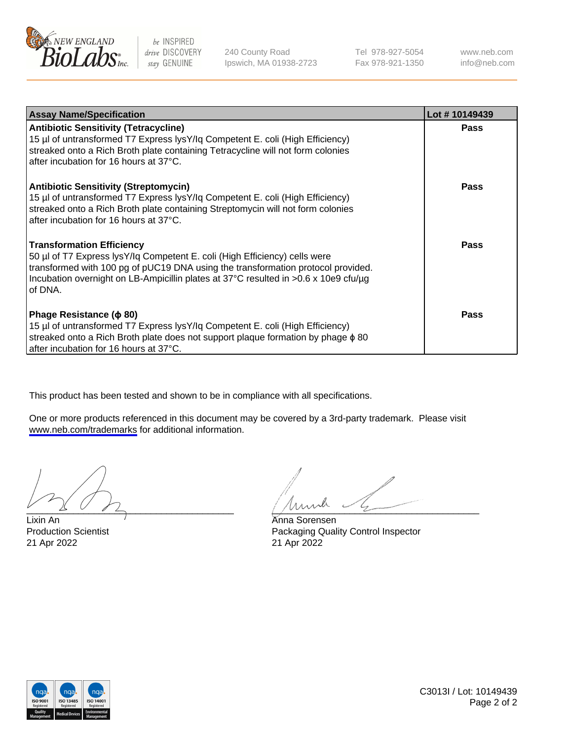| Assay Name/Specification | Lot # 10149439 |
|---|---|
| **Antibiotic Sensitivity (Tetracycline)**<br>15 µl of untransformed T7 Express lysY/Iq Competent E. coli (High Efficiency) streaked onto a Rich Broth plate containing Tetracycline will not form colonies after incubation for 16 hours at 37°C. | **Pass** |
| **Antibiotic Sensitivity (Streptomycin)**<br>15 µl of untransformed T7 Express lysY/Iq Competent E. coli (High Efficiency) streaked onto a Rich Broth plate containing Streptomycin will not form colonies after incubation for 16 hours at 37°C. | **Pass** |
| **Transformation Efficiency**<br>50 µl of T7 Express lysY/Iq Competent E. coli (High Efficiency) cells were transformed with 100 pg of pUC19 DNA using the transformation protocol provided. Incubation overnight on LB-Ampicillin plates at 37°C resulted in >0.6 x 10e9 cfu/µg of DNA. | **Pass** |
| **Phage Resistance (ϕ 80)**<br>15 µl of untransformed T7 Express lysY/Iq Competent E. coli (High Efficiency) streaked onto a Rich Broth plate does not support plaque formation by phage ϕ 80 after incubation for 16 hours at 37°C. | **Pass** |

This product has been tested and shown to be in compliance with all specifications.

One or more products referenced in this document may be covered by a 3rd-party trademark. Please visit www.neb.com/trademarks for additional information.

Lixin An
Production Scientist
21 Apr 2022

Anna Sorensen
Packaging Quality Control Inspector
21 Apr 2022

C3013I / Lot: 10149439